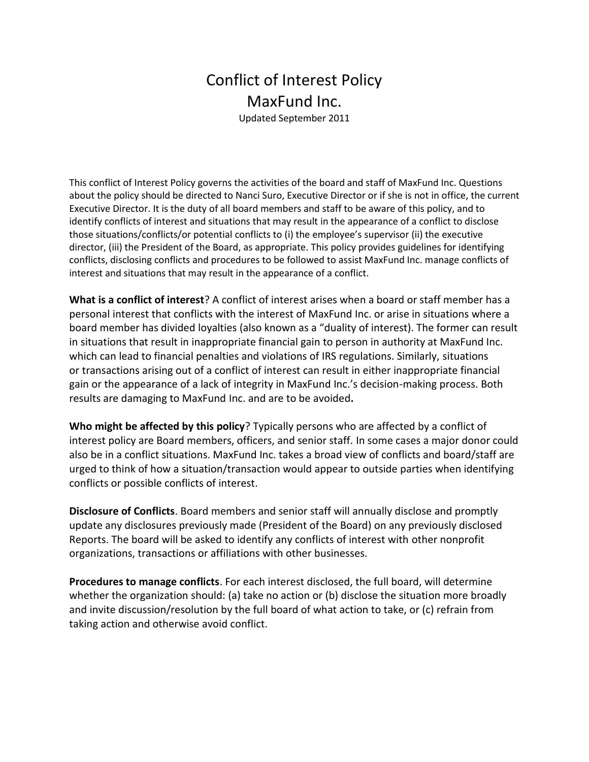# Conflict of Interest Policy
# MaxFund Inc.

Updated September 2011

This conflict of Interest Policy governs the activities of the board and staff of MaxFund Inc. Questions about the policy should be directed to Nanci Suro, Executive Director or if she is not in office, the current Executive Director. It is the duty of all board members and staff to be aware of this policy, and to identify conflicts of interest and situations that may result in the appearance of a conflict to disclose those situations/conflicts/or potential conflicts to (i) the employee's supervisor (ii) the executive director, (iii) the President of the Board, as appropriate. This policy provides guidelines for identifying conflicts, disclosing conflicts and procedures to be followed to assist MaxFund Inc. manage conflicts of interest and situations that may result in the appearance of a conflict.

**What is a conflict of interest**? A conflict of interest arises when a board or staff member has a personal interest that conflicts with the interest of MaxFund Inc. or arise in situations where a board member has divided loyalties (also known as a "duality of interest). The former can result in situations that result in inappropriate financial gain to person in authority at MaxFund Inc. which can lead to financial penalties and violations of IRS regulations. Similarly, situations or transactions arising out of a conflict of interest can result in either inappropriate financial gain or the appearance of a lack of integrity in MaxFund Inc.'s decision-making process. Both results are damaging to MaxFund Inc. and are to be avoided**.**

**Who might be affected by this policy**? Typically persons who are affected by a conflict of interest policy are Board members, officers, and senior staff. In some cases a major donor could also be in a conflict situations. MaxFund Inc. takes a broad view of conflicts and board/staff are urged to think of how a situation/transaction would appear to outside parties when identifying conflicts or possible conflicts of interest.

**Disclosure of Conflicts**. Board members and senior staff will annually disclose and promptly update any disclosures previously made (President of the Board) on any previously disclosed Reports. The board will be asked to identify any conflicts of interest with other nonprofit organizations, transactions or affiliations with other businesses.

**Procedures to manage conflicts**. For each interest disclosed, the full board, will determine whether the organization should: (a) take no action or (b) disclose the situation more broadly and invite discussion/resolution by the full board of what action to take, or (c) refrain from taking action and otherwise avoid conflict.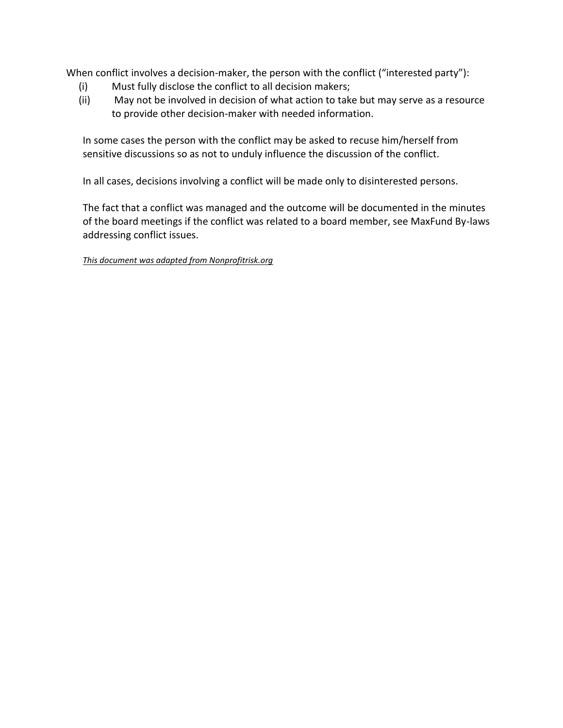When conflict involves a decision-maker, the person with the conflict ("interested party"):

(i) Must fully disclose the conflict to all decision makers;

(ii) May not be involved in decision of what action to take but may serve as a resource to provide other decision-maker with needed information.

In some cases the person with the conflict may be asked to recuse him/herself from sensitive discussions so as not to unduly influence the discussion of the conflict.

In all cases, decisions involving a conflict will be made only to disinterested persons.

The fact that a conflict was managed and the outcome will be documented in the minutes of the board meetings if the conflict was related to a board member, see MaxFund By-laws addressing conflict issues.

*This document was adapted from Nonprofitrisk.org*